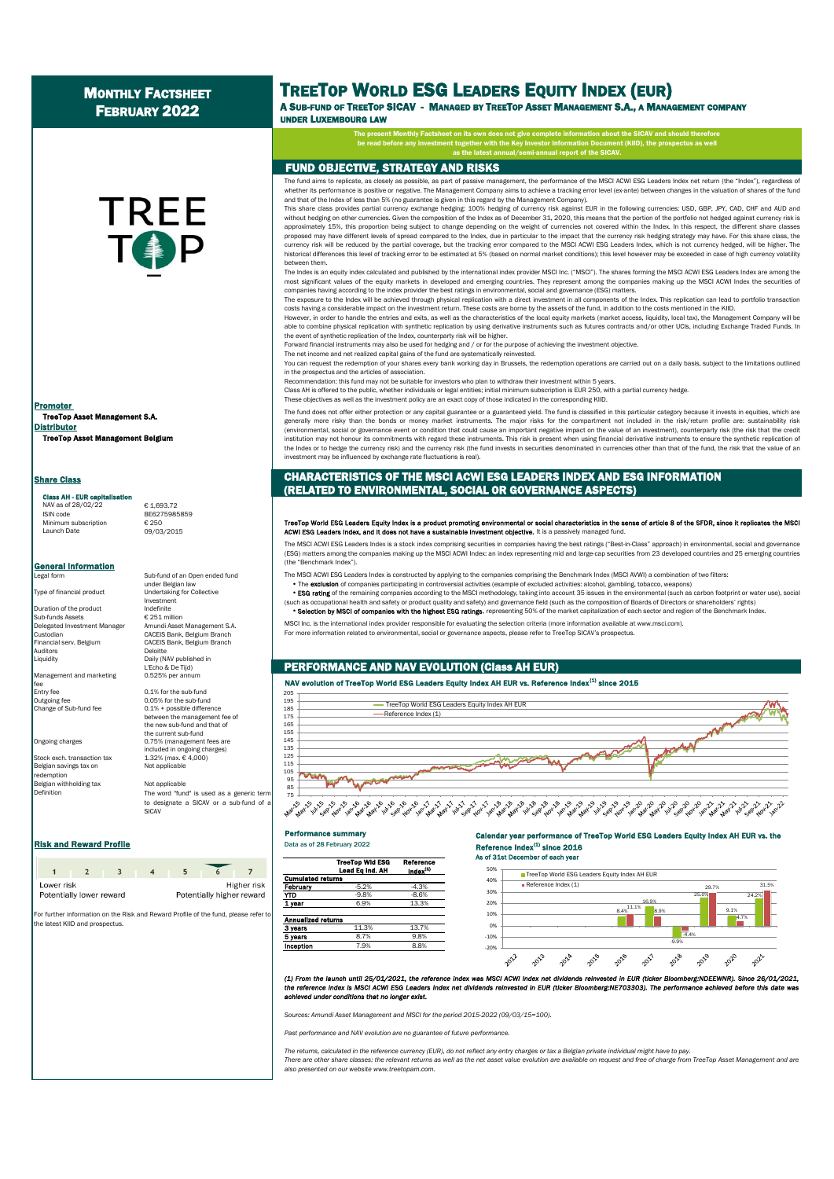# Monthly Factsheet February 2022

# TreeTop World ESG Leaders Equity Index (EUR)

### A Sub-fund of TreeTop SICAV - Managed by TreeTop Asset Management S.A., a Management company under Luxembourg law

**The present Monthly Factsheet on its own does not give complete information about the SICAV and should therefore be read before any investment together with the Key Investor Information Document (KIID), the prospectus as well as the latest annual/semi-annual report of the SICAV.**

## FUND OBJECTIVE, STRATEGY AND RISKS

The fund aims to replicate, as closely as possible, as part of passive management, the performance of the MSCI ACWI ESG Leaders Index net return (the "Index"), regardless of whether its performance is positive or negative. The Management Company aims to achieve a tracking error level (ex-ante) between changes in the valuation of shares of the fund and that of the Index of less than 5% (no guarantee is given in this regard by the Management Company).

This share class provides partial currency exchange hedging: 100% hedging of currency risk against EUR in the following currencies: USD, GBP, JPY, CAD, CHF and AUD and without hedging on other currencies. Given the composition of the Index as of December 31, 2020, this means that the portion of the portfolio not hedged against currency risk is approximately 15%, this proportion being subject to change depending on the weight of currencies not covered within the Index. In this respect, the different share classes proposed may have different levels of spread compared to the Index, due in particular to the impact that the currency risk hedging strategy may have. For this share class, the currency risk will be reduced by the partial coverage, but the tracking error compared to the MSCI ACWI ESG Leaders Index, which is not currency hedged, will be higher. The historical differences this level of tracking error to be estimated at 5% (based on normal market conditions); this level however may be exceeded in case of high currency volatility between them.

The Index is an equity index calculated and published by the international index provider MSCI Inc. ("MSCI"). The shares forming the MSCI ACWI ESG Leaders Index are among the most significant values of the equity markets in developed and emerging countries. They represent among the companies making up the MSCI ACWI Index the securities of companies having according to the index provider the best ratings in environmental, social and governance (ESG) matters.

The exposure to the Index will be achieved through physical replication with a direct investment in all components of the Index. This replication can lead to portfolio transaction costs having a considerable impact on the investment return. These costs are borne by the assets of the fund, in addition to the costs mentioned in the KIID.

However, in order to handle the entries and exits, as well as the characteristics of the local equity markets (market access, liquidity, local tax), the Management Company will be able to combine physical replication with synthetic replication by using derivative instruments such as futures contracts and/or other UCIs, including Exchange Traded Funds. In the event of synthetic replication of the Index, counterparty risk will be higher.

Forward financial instruments may also be used for hedging and / or for the purpose of achieving the investment objective.

The net income and net realized capital gains of the fund are systematically reinvested.

You can request the redemption of your shares every bank working day in Brussels, the redemption operations are carried out on a daily basis, subject to the limitations outlined in the prospectus and the articles of association.

Recommendation: this fund may not be suitable for investors who plan to withdraw their investment within 5 years.

Class AH is offered to the public, whether individuals or legal entities; initial minimum subscription is EUR 250, with a partial currency hedge.

These objectives as well as the investment policy are an exact copy of those indicated in the corresponding KIID.

The fund does not offer either protection or any capital guarantee or a guaranteed yield. The fund is classified in this particular category because it invests in equities, which are generally more risky than the bonds or money market instruments. The major risks for the compartment not included in the risk/return profile are: sustainability risk (environmental, social or governance event or condition that could cause an important negative impact on the value of an investment), counterparty risk (the risk that the credit institution may not honour its commitments with regard these instruments. This risk is present when using financial derivative instruments to ensure the synthetic replication of the Index or to hedge the currency risk) and the currency risk (the fund invests in securities denominated in currencies other than that of the fund, the risk that the value of an investment may be influenced by exchange rate fluctuations is real).

## CHARACTERISTICS OF THE MSCI ACWI ESG LEADERS INDEX AND ESG INFORMATION (RELATED TO ENVIRONMENTAL, SOCIAL OR GOVERNANCE ASPECTS)

**TreeTop World ESG Leaders Equity Index is a product promoting environmental or social characteristics in the sense of article 8 of the SFDR, since it replicates the MSCI ACWI ESG Leaders Index, and it does not have a sustainable investment objective.** It is a passively managed fund.

The MSCI ACWI ESG Leaders Index is a stock index comprising securities in companies having the best ratings ("Best-in-Class" approach) in environmental, social and governance (ESG) matters among the companies making up the MSCI ACWI Index: an index representing mid and large-cap securities from 23 developed countries and 25 emerging countries (the "Benchmark Index").

The MSCI ACWI ESG Leaders Index is constructed by applying to the companies comprising the Benchmark Index (MSCI AVWI) a combination of two filters:

- The **exclusion** of companies participating in controversial activities (example of excluded activities: alcohol, gambling, tobacco, weapons)
- **ESG rating** of the remaining companies according to the MSCI methodology, taking into account 35 issues in the environmental (such as carbon footprint or water use), social (such as occupational health and safety or product quality and safety) and governance field (such as the composition of Boards of Directors or shareholders' rights)
- **Selection by MSCI of companies with the highest ESG ratings**, representing 50% of the market capitalization of each sector and region of the Benchmark Index.

MSCI Inc. is the international index provider responsible for evaluating the selection criteria (more information available at www.msci.com).

For more information related to environmental, social or governance aspects, please refer to TreeTop SICAV's prospectus.

## PERFORMANCE AND NAV EVOLUTION (Class AH EUR)

**NAV evolution of TreeTop World ESG Leaders Equity Index AH EUR vs. Reference Index[(1)] since 2015**

### Performance summary

Data as of 28 February 2022

| | TreeTop Wld ESG Lead Eq Ind. AH | Reference Index[(1)] |
|---|---|---|
| **Cumulated returns** | | |
| **February** | -5.2% | -4.3% |
| **YTD** | -9.8% | -8.6% |
| **1 year** | 6.9% | 13.3% |
| **Annualized returns** | | |
| **3 years** | 11.3% | 13.7% |
| **5 years** | 8.7% | 9.8% |
| **Inception** | 7.9% | 8.8% |

**Calendar year performance of TreeTop World ESG Leaders Equity Index AH EUR vs. the Reference Index[(1)] since 2016**

As of 31st December of each year

| Year | TreeTop World ESG Leaders Equity Index AH EUR | Reference Index (1) |
|---|---|---|
| 2016 | 8.4% | 11.1% |
| 2017 | 16.9% | 8.9% |
| 2018 | -9.9% | -4.4% |
| 2019 | 25.0% | 29.7% |
| 2020 | 9.1% | 4.7% |
| 2021 | 24.2% | 31.5% |

*(1) From the launch until 25/01/2021, the reference index was MSCI ACWI Index net dividends reinvested in EUR (ticker Bloomberg:NDEEWNR). Since 26/01/2021, the reference index is MSCI ACWI ESG Leaders Index net dividends reinvested in EUR (ticker Bloomberg:NE703303). The performance achieved before this date was achieved under conditions that no longer exist.*

*Sources: Amundi Asset Management and MSCI for the period 2015-2022 (09/03/15=100).*

*Past performance and NAV evolution are no guarantee of future performance.*

*The returns, calculated in the reference currency (EUR), do not reflect any entry charges or tax a Belgian private individual might have to pay.*

*There are other share classes: the relevant returns as well as the net asset value evolution are available on request and free of charge from TreeTop Asset Management and are also presented on our website www.treetopam.com.*

### Promoter

**TreeTop Asset Management S.A.**

### Distributor

**TreeTop Asset Management Belgium**

### Share Class

**Class AH - EUR capitalisation**

| | |
|---|---|
| NAV as of 28/02/22 | € 1,693.72 |
| ISIN code | BE6275985859 |
| Minimum subscription | € 250 |
| Launch Date | 09/03/2015 |

### General Information

| | |
|---|---|
| Legal form | Sub-fund of an Open ended fund under Belgian law |
| Type of financial product | Undertaking for Collective Investment |
| Duration of the product | Indefinite |
| Sub-funds Assets | € 251 million |
| Delegated Investment Manager | Amundi Asset Management S.A. |
| Custodian | CACEIS Bank, Belgium Branch |
| Financial serv. Belgium | CACEIS Bank, Belgium Branch |
| Auditors | Deloitte |
| Liquidity | Daily (NAV published in L'Echo & De Tijd) |
| Management and marketing fee | 0.525% per annum |
| Entry fee | 0.1% for the sub-fund |
| Outgoing fee | 0.05% for the sub-fund |
| Change of Sub-fund fee | 0.1% + possible difference between the management fee of the new sub-fund and that of the current sub-fund |
| Ongoing charges | 0.75% (management fees are included in ongoing charges) |
| Stock exch. transaction tax | 1.32% (max. € 4,000) |
| Belgian savings tax on redemption | Not applicable |
| Belgian withholding tax | Not applicable |
| Definition | The word "fund" is used as a generic term to designate a SICAV or a sub-fund of a SICAV |

### Risk and Reward Profile

| 1 | 2 | 3 | 4 | 5 | **6** | 7 |
|---|---|---|---|---|---|---|

Lower risk — Higher risk

Potentially lower reward — Potentially higher reward

For further information on the Risk and Reward Profile of the fund, please refer to the latest KIID and prospectus.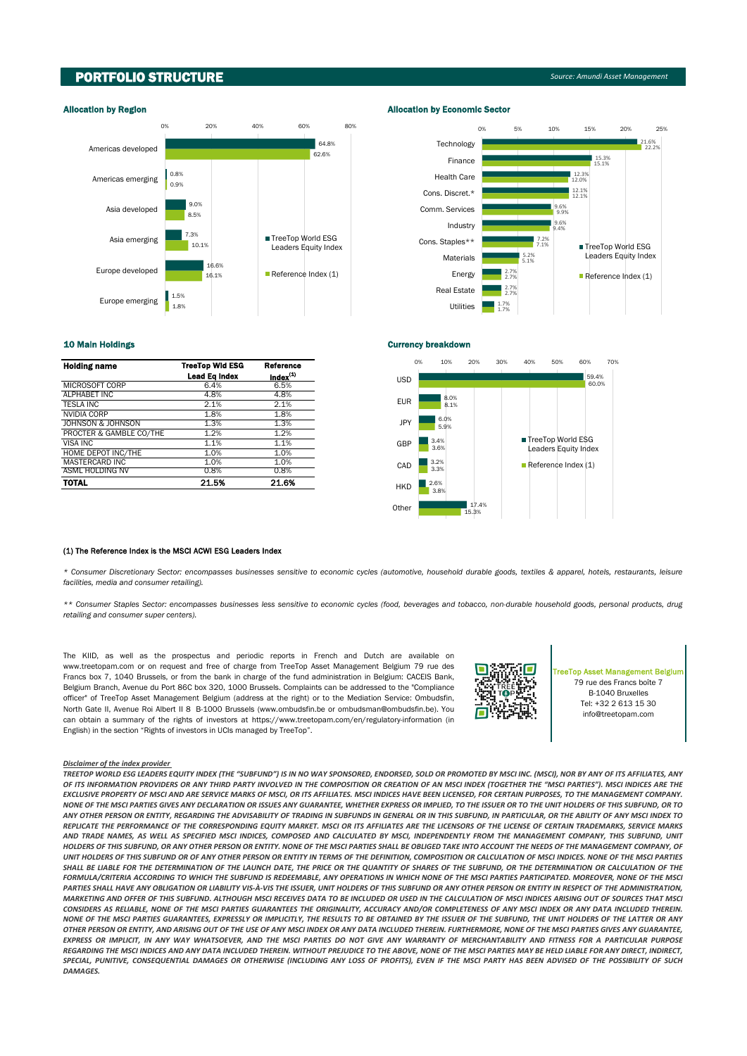## PORTFOLIO STRUCTURE

Source: Amundi Asset Management

### Allocation by Region

0% 20% 40% 60% 80%

Americas developed 64.8% 62.6%
Americas emerging 0.8% 0.9%
Asia developed 9.0% 8.5%
Asia emerging 7.3% 10.1%
Europe developed 16.6% 16.1%
Europe emerging 1.5% 1.8%

TreeTop World ESG Leaders Equity Index
Reference Index (1)

### Allocation by Economic Sector

0% 5% 10% 15% 20% 25%

Technology 21.6% 22.2%
Finance 15.3% 15.1%
Health Care 12.3% 12.0%
Cons. Discret.* 12.1% 12.1%
Comm. Services 9.6% 9.9%
Industry 9.6% 9.4%
Cons. Staples** 7.2% 7.1%
Materials 5.2% 5.1%
Energy 2.7% 2.7%
Real Estate 2.7% 2.7%
Utilities 1.7% 1.7%

TreeTop World ESG Leaders Equity Index
Reference Index (1)

### 10 Main Holdings

| Holding name | TreeTop Wld ESG Lead Eq Index | Reference Index[(1)] |
|---|---|---|
| MICROSOFT CORP | 6.4% | 6.5% |
| ALPHABET INC | 4.8% | 4.8% |
| TESLA INC | 2.1% | 2.1% |
| NVIDIA CORP | 1.8% | 1.8% |
| JOHNSON & JOHNSON | 1.3% | 1.3% |
| PROCTER & GAMBLE CO/THE | 1.2% | 1.2% |
| VISA INC | 1.1% | 1.1% |
| HOME DEPOT INC/THE | 1.0% | 1.0% |
| MASTERCARD INC | 1.0% | 1.0% |
| ASML HOLDING NV | 0.8% | 0.8% |
| **TOTAL** | **21.5%** | **21.6%** |

### Currency breakdown

0% 10% 20% 30% 40% 50% 60% 70%

USD 59.4% 60.0%
EUR 8.0% 8.1%
JPY 6.0% 5.9%
GBP 3.4% 3.6%
CAD 3.2% 3.3%
HKD 2.6% 3.8%
Other 17.4% 15.3%

TreeTop World ESG Leaders Equity Index
Reference Index (1)

(1) The Reference Index is the MSCI ACWI ESG Leaders Index

*\* Consumer Discretionary Sector: encompasses businesses sensitive to economic cycles (automotive, household durable goods, textiles & apparel, hotels, restaurants, leisure facilities, media and consumer retailing).*

*\*\* Consumer Staples Sector: encompasses businesses less sensitive to economic cycles (food, beverages and tobacco, non-durable household goods, personal products, drug retailing and consumer super centers).*

The KIID, as well as the prospectus and periodic reports in French and Dutch are available on www.treetopam.com or on request and free of charge from TreeTop Asset Management Belgium 79 rue des Francs box 7, 1040 Brussels, or from the bank in charge of the fund administration in Belgium: CACEIS Bank, Belgium Branch, Avenue du Port 86C box 320, 1000 Brussels. Complaints can be addressed to the "Compliance officer" of TreeTop Asset Management Belgium (address at the right) or to the Mediation Service: Ombudsfin, North Gate II, Avenue Roi Albert II 8 B-1000 Brussels (www.ombudsfin.be or ombudsman@ombudsfin.be). You can obtain a summary of the rights of investors at https://www.treetopam.com/en/regulatory-information (in English) in the section "Rights of investors in UCIs managed by TreeTop".

TreeTop Asset Management Belgium
79 rue des Francs boîte 7
B-1040 Bruxelles
Tel: +32 2 613 15 30
info@treetopam.com

*Disclaimer of the index provider*

*TREETOP WORLD ESG LEADERS EQUITY INDEX (THE "SUBFUND") IS IN NO WAY SPONSORED, ENDORSED, SOLD OR PROMOTED BY MSCI INC. (MSCI), NOR BY ANY OF ITS AFFILIATES, ANY OF ITS INFORMATION PROVIDERS OR ANY THIRD PARTY INVOLVED IN THE COMPOSITION OR CREATION OF AN MSCI INDEX (TOGETHER THE "MSCI PARTIES"). MSCI INDICES ARE THE EXCLUSIVE PROPERTY OF MSCI AND ARE SERVICE MARKS OF MSCI, OR ITS AFFILIATES. MSCI INDICES HAVE BEEN LICENSED, FOR CERTAIN PURPOSES, TO THE MANAGEMENT COMPANY. NONE OF THE MSCI PARTIES GIVES ANY DECLARATION OR ISSUES ANY GUARANTEE, WHETHER EXPRESS OR IMPLIED, TO THE ISSUER OR TO THE UNIT HOLDERS OF THIS SUBFUND, OR TO ANY OTHER PERSON OR ENTITY, REGARDING THE ADVISABILITY OF TRADING IN SUBFUNDS IN GENERAL OR IN THIS SUBFUND, IN PARTICULAR, OR THE ABILITY OF ANY MSCI INDEX TO REPLICATE THE PERFORMANCE OF THE CORRESPONDING EQUITY MARKET. MSCI OR ITS AFFILIATES ARE THE LICENSORS OF THE LICENSE OF CERTAIN TRADEMARKS, SERVICE MARKS AND TRADE NAMES, AS WELL AS SPECIFIED MSCI INDICES, COMPOSED AND CALCULATED BY MSCI, INDEPENDENTLY FROM THE MANAGEMENT COMPANY, THIS SUBFUND, UNIT HOLDERS OF THIS SUBFUND, OR ANY OTHER PERSON OR ENTITY. NONE OF THE MSCI PARTIES SHALL BE OBLIGED TAKE INTO ACCOUNT THE NEEDS OF THE MANAGEMENT COMPANY, OF UNIT HOLDERS OF THIS SUBFUND OR OF ANY OTHER PERSON OR ENTITY IN TERMS OF THE DEFINITION, COMPOSITION OR CALCULATION OF MSCI INDICES. NONE OF THE MSCI PARTIES SHALL BE LIABLE FOR THE DETERMINATION OF THE LAUNCH DATE, THE PRICE OR THE QUANTITY OF SHARES OF THE SUBFUND, OR THE DETERMINATION OR CALCULATION OF THE FORMULA/CRITERIA ACCORDING TO WHICH THE SUBFUND IS REDEEMABLE, ANY OPERATIONS IN WHICH NONE OF THE MSCI PARTIES PARTICIPATED. MOREOVER, NONE OF THE MSCI PARTIES SHALL HAVE ANY OBLIGATION OR LIABILITY VIS-À-VIS THE ISSUER, UNIT HOLDERS OF THIS SUBFUND OR ANY OTHER PERSON OR ENTITY IN RESPECT OF THE ADMINISTRATION, MARKETING AND OFFER OF THIS SUBFUND. ALTHOUGH MSCI RECEIVES DATA TO BE INCLUDED OR USED IN THE CALCULATION OF MSCI INDICES ARISING OUT OF SOURCES THAT MSCI CONSIDERS AS RELIABLE, NONE OF THE MSCI PARTIES GUARANTEES THE ORIGINALITY, ACCURACY AND/OR COMPLETENESS OF ANY MSCI INDEX OR ANY DATA INCLUDED THEREIN. NONE OF THE MSCI PARTIES GUARANTEES, EXPRESSLY OR IMPLICITLY, THE RESULTS TO BE OBTAINED BY THE ISSUER OF THE SUBFUND, THE UNIT HOLDERS OF THE LATTER OR ANY OTHER PERSON OR ENTITY, AND ARISING OUT OF THE USE OF ANY MSCI INDEX OR ANY DATA INCLUDED THEREIN. FURTHERMORE, NONE OF THE MSCI PARTIES GIVES ANY GUARANTEE, EXPRESS OR IMPLICIT, IN ANY WAY WHATSOEVER, AND THE MSCI PARTIES DO NOT GIVE ANY WARRANTY OF MERCHANTABILITY AND FITNESS FOR A PARTICULAR PURPOSE REGARDING THE MSCI INDICES AND ANY DATA INCLUDED THEREIN. WITHOUT PREJUDICE TO THE ABOVE, NONE OF THE MSCI PARTIES MAY BE HELD LIABLE FOR ANY DIRECT, INDIRECT, SPECIAL, PUNITIVE, CONSEQUENTIAL DAMAGES OR OTHERWISE (INCLUDING ANY LOSS OF PROFITS), EVEN IF THE MSCI PARTY HAS BEEN ADVISED OF THE POSSIBILITY OF SUCH DAMAGES.*